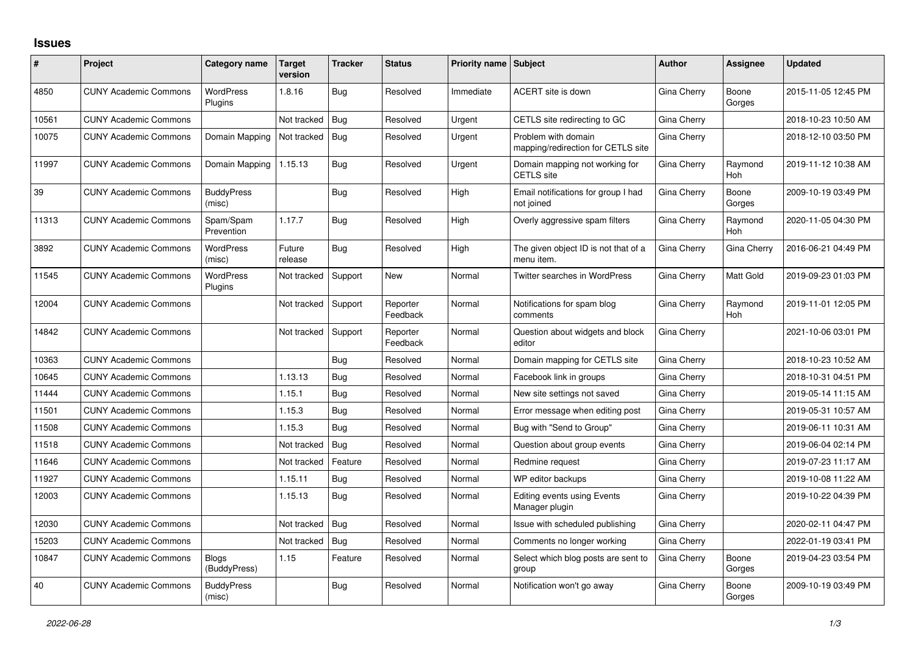# Issues

| # | Project | Category name | Target version | Tracker | Status | Priority name | Subject | Author | Assignee | Updated |
|---|---|---|---|---|---|---|---|---|---|---|
| 4850 | CUNY Academic Commons | WordPress Plugins | 1.8.16 | Bug | Resolved | Immediate | ACERT site is down | Gina Cherry | Boone Gorges | 2015-11-05 12:45 PM |
| 10561 | CUNY Academic Commons | | Not tracked | Bug | Resolved | Urgent | CETLS site redirecting to GC | Gina Cherry | | 2018-10-23 10:50 AM |
| 10075 | CUNY Academic Commons | Domain Mapping | Not tracked | Bug | Resolved | Urgent | Problem with domain mapping/redirection for CETLS site | Gina Cherry | | 2018-12-10 03:50 PM |
| 11997 | CUNY Academic Commons | Domain Mapping | 1.15.13 | Bug | Resolved | Urgent | Domain mapping not working for CETLS site | Gina Cherry | Raymond Hoh | 2019-11-12 10:38 AM |
| 39 | CUNY Academic Commons | BuddyPress (misc) | | Bug | Resolved | High | Email notifications for group I had not joined | Gina Cherry | Boone Gorges | 2009-10-19 03:49 PM |
| 11313 | CUNY Academic Commons | Spam/Spam Prevention | 1.17.7 | Bug | Resolved | High | Overly aggressive spam filters | Gina Cherry | Raymond Hoh | 2020-11-05 04:30 PM |
| 3892 | CUNY Academic Commons | WordPress (misc) | Future release | Bug | Resolved | High | The given object ID is not that of a menu item. | Gina Cherry | Gina Cherry | 2016-06-21 04:49 PM |
| 11545 | CUNY Academic Commons | WordPress Plugins | Not tracked | Support | New | Normal | Twitter searches in WordPress | Gina Cherry | Matt Gold | 2019-09-23 01:03 PM |
| 12004 | CUNY Academic Commons | | Not tracked | Support | Reporter Feedback | Normal | Notifications for spam blog comments | Gina Cherry | Raymond Hoh | 2019-11-01 12:05 PM |
| 14842 | CUNY Academic Commons | | Not tracked | Support | Reporter Feedback | Normal | Question about widgets and block editor | Gina Cherry | | 2021-10-06 03:01 PM |
| 10363 | CUNY Academic Commons | | | Bug | Resolved | Normal | Domain mapping for CETLS site | Gina Cherry | | 2018-10-23 10:52 AM |
| 10645 | CUNY Academic Commons | | 1.13.13 | Bug | Resolved | Normal | Facebook link in groups | Gina Cherry | | 2018-10-31 04:51 PM |
| 11444 | CUNY Academic Commons | | 1.15.1 | Bug | Resolved | Normal | New site settings not saved | Gina Cherry | | 2019-05-14 11:15 AM |
| 11501 | CUNY Academic Commons | | 1.15.3 | Bug | Resolved | Normal | Error message when editing post | Gina Cherry | | 2019-05-31 10:57 AM |
| 11508 | CUNY Academic Commons | | 1.15.3 | Bug | Resolved | Normal | Bug with "Send to Group" | Gina Cherry | | 2019-06-11 10:31 AM |
| 11518 | CUNY Academic Commons | | Not tracked | Bug | Resolved | Normal | Question about group events | Gina Cherry | | 2019-06-04 02:14 PM |
| 11646 | CUNY Academic Commons | | Not tracked | Feature | Resolved | Normal | Redmine request | Gina Cherry | | 2019-07-23 11:17 AM |
| 11927 | CUNY Academic Commons | | 1.15.11 | Bug | Resolved | Normal | WP editor backups | Gina Cherry | | 2019-10-08 11:22 AM |
| 12003 | CUNY Academic Commons | | 1.15.13 | Bug | Resolved | Normal | Editing events using Events Manager plugin | Gina Cherry | | 2019-10-22 04:39 PM |
| 12030 | CUNY Academic Commons | | Not tracked | Bug | Resolved | Normal | Issue with scheduled publishing | Gina Cherry | | 2020-02-11 04:47 PM |
| 15203 | CUNY Academic Commons | | Not tracked | Bug | Resolved | Normal | Comments no longer working | Gina Cherry | | 2022-01-19 03:41 PM |
| 10847 | CUNY Academic Commons | Blogs (BuddyPress) | 1.15 | Feature | Resolved | Normal | Select which blog posts are sent to group | Gina Cherry | Boone Gorges | 2019-04-23 03:54 PM |
| 40 | CUNY Academic Commons | BuddyPress (misc) | | Bug | Resolved | Normal | Notification won't go away | Gina Cherry | Boone Gorges | 2009-10-19 03:49 PM |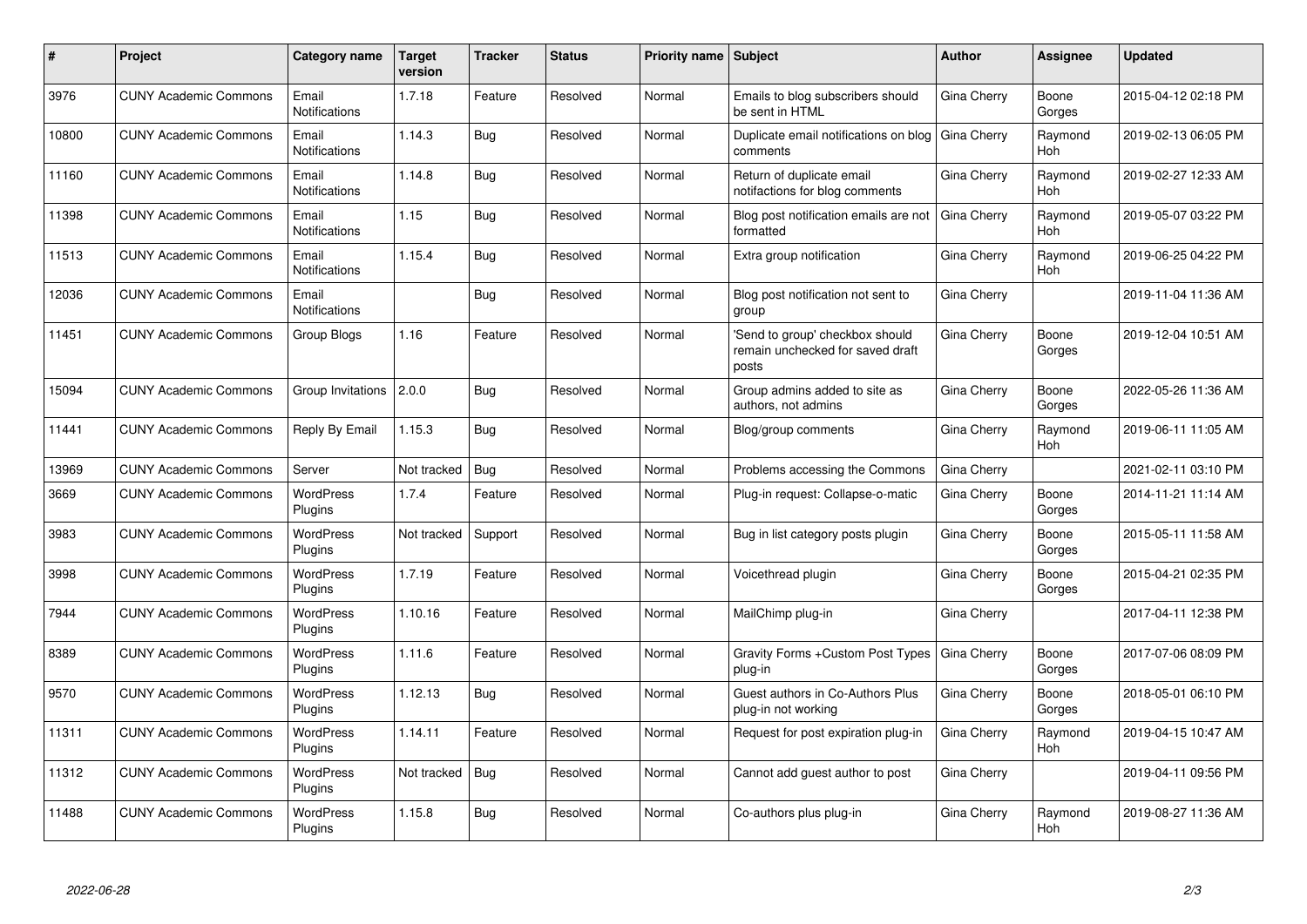| # | Project | Category name | Target version | Tracker | Status | Priority name | Subject | Author | Assignee | Updated |
|---|---|---|---|---|---|---|---|---|---|---|
| 3976 | CUNY Academic Commons | Email Notifications | 1.7.18 | Feature | Resolved | Normal | Emails to blog subscribers should be sent in HTML | Gina Cherry | Boone Gorges | 2015-04-12 02:18 PM |
| 10800 | CUNY Academic Commons | Email Notifications | 1.14.3 | Bug | Resolved | Normal | Duplicate email notifications on blog comments | Gina Cherry | Raymond Hoh | 2019-02-13 06:05 PM |
| 11160 | CUNY Academic Commons | Email Notifications | 1.14.8 | Bug | Resolved | Normal | Return of duplicate email notifactions for blog comments | Gina Cherry | Raymond Hoh | 2019-02-27 12:33 AM |
| 11398 | CUNY Academic Commons | Email Notifications | 1.15 | Bug | Resolved | Normal | Blog post notification emails are not formatted | Gina Cherry | Raymond Hoh | 2019-05-07 03:22 PM |
| 11513 | CUNY Academic Commons | Email Notifications | 1.15.4 | Bug | Resolved | Normal | Extra group notification | Gina Cherry | Raymond Hoh | 2019-06-25 04:22 PM |
| 12036 | CUNY Academic Commons | Email Notifications | | Bug | Resolved | Normal | Blog post notification not sent to group | Gina Cherry | | 2019-11-04 11:36 AM |
| 11451 | CUNY Academic Commons | Group Blogs | 1.16 | Feature | Resolved | Normal | 'Send to group' checkbox should remain unchecked for saved draft posts | Gina Cherry | Boone Gorges | 2019-12-04 10:51 AM |
| 15094 | CUNY Academic Commons | Group Invitations | 2.0.0 | Bug | Resolved | Normal | Group admins added to site as authors, not admins | Gina Cherry | Boone Gorges | 2022-05-26 11:36 AM |
| 11441 | CUNY Academic Commons | Reply By Email | 1.15.3 | Bug | Resolved | Normal | Blog/group comments | Gina Cherry | Raymond Hoh | 2019-06-11 11:05 AM |
| 13969 | CUNY Academic Commons | Server | Not tracked | Bug | Resolved | Normal | Problems accessing the Commons | Gina Cherry | | 2021-02-11 03:10 PM |
| 3669 | CUNY Academic Commons | WordPress Plugins | 1.7.4 | Feature | Resolved | Normal | Plug-in request: Collapse-o-matic | Gina Cherry | Boone Gorges | 2014-11-21 11:14 AM |
| 3983 | CUNY Academic Commons | WordPress Plugins | Not tracked | Support | Resolved | Normal | Bug in list category posts plugin | Gina Cherry | Boone Gorges | 2015-05-11 11:58 AM |
| 3998 | CUNY Academic Commons | WordPress Plugins | 1.7.19 | Feature | Resolved | Normal | Voicethread plugin | Gina Cherry | Boone Gorges | 2015-04-21 02:35 PM |
| 7944 | CUNY Academic Commons | WordPress Plugins | 1.10.16 | Feature | Resolved | Normal | MailChimp plug-in | Gina Cherry | | 2017-04-11 12:38 PM |
| 8389 | CUNY Academic Commons | WordPress Plugins | 1.11.6 | Feature | Resolved | Normal | Gravity Forms +Custom Post Types plug-in | Gina Cherry | Boone Gorges | 2017-07-06 08:09 PM |
| 9570 | CUNY Academic Commons | WordPress Plugins | 1.12.13 | Bug | Resolved | Normal | Guest authors in Co-Authors Plus plug-in not working | Gina Cherry | Boone Gorges | 2018-05-01 06:10 PM |
| 11311 | CUNY Academic Commons | WordPress Plugins | 1.14.11 | Feature | Resolved | Normal | Request for post expiration plug-in | Gina Cherry | Raymond Hoh | 2019-04-15 10:47 AM |
| 11312 | CUNY Academic Commons | WordPress Plugins | Not tracked | Bug | Resolved | Normal | Cannot add guest author to post | Gina Cherry | | 2019-04-11 09:56 PM |
| 11488 | CUNY Academic Commons | WordPress Plugins | 1.15.8 | Bug | Resolved | Normal | Co-authors plus plug-in | Gina Cherry | Raymond Hoh | 2019-08-27 11:36 AM |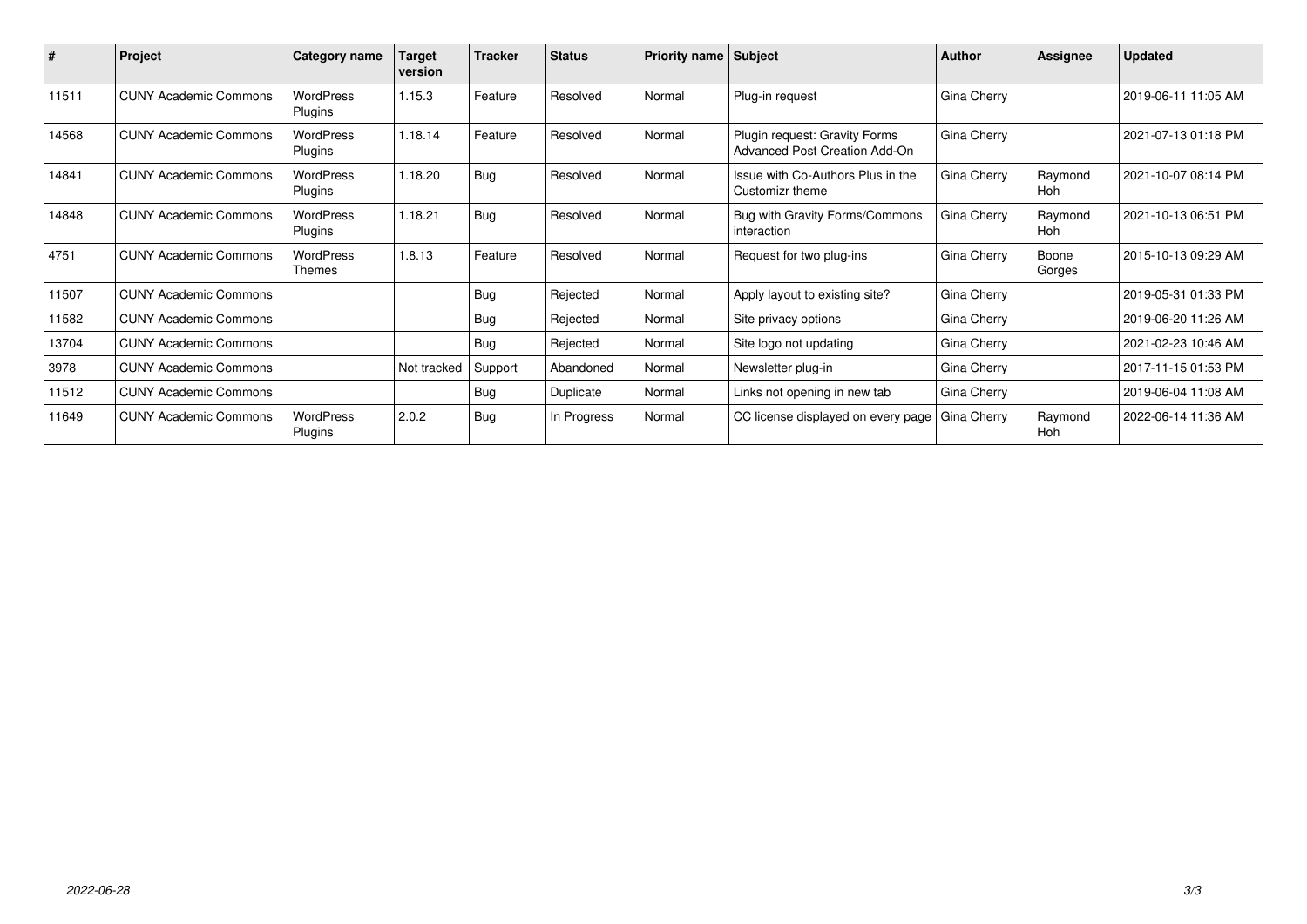| # | Project | Category name | Target version | Tracker | Status | Priority name | Subject | Author | Assignee | Updated |
|---|---|---|---|---|---|---|---|---|---|---|
| 11511 | CUNY Academic Commons | WordPress Plugins | 1.15.3 | Feature | Resolved | Normal | Plug-in request | Gina Cherry | | 2019-06-11 11:05 AM |
| 14568 | CUNY Academic Commons | WordPress Plugins | 1.18.14 | Feature | Resolved | Normal | Plugin request: Gravity Forms Advanced Post Creation Add-On | Gina Cherry | | 2021-07-13 01:18 PM |
| 14841 | CUNY Academic Commons | WordPress Plugins | 1.18.20 | Bug | Resolved | Normal | Issue with Co-Authors Plus in the Customizr theme | Gina Cherry | Raymond Hoh | 2021-10-07 08:14 PM |
| 14848 | CUNY Academic Commons | WordPress Plugins | 1.18.21 | Bug | Resolved | Normal | Bug with Gravity Forms/Commons interaction | Gina Cherry | Raymond Hoh | 2021-10-13 06:51 PM |
| 4751 | CUNY Academic Commons | WordPress Themes | 1.8.13 | Feature | Resolved | Normal | Request for two plug-ins | Gina Cherry | Boone Gorges | 2015-10-13 09:29 AM |
| 11507 | CUNY Academic Commons | | | Bug | Rejected | Normal | Apply layout to existing site? | Gina Cherry | | 2019-05-31 01:33 PM |
| 11582 | CUNY Academic Commons | | | Bug | Rejected | Normal | Site privacy options | Gina Cherry | | 2019-06-20 11:26 AM |
| 13704 | CUNY Academic Commons | | | Bug | Rejected | Normal | Site logo not updating | Gina Cherry | | 2021-02-23 10:46 AM |
| 3978 | CUNY Academic Commons | | Not tracked | Support | Abandoned | Normal | Newsletter plug-in | Gina Cherry | | 2017-11-15 01:53 PM |
| 11512 | CUNY Academic Commons | | | Bug | Duplicate | Normal | Links not opening in new tab | Gina Cherry | | 2019-06-04 11:08 AM |
| 11649 | CUNY Academic Commons | WordPress Plugins | 2.0.2 | Bug | In Progress | Normal | CC license displayed on every page | Gina Cherry | Raymond Hoh | 2022-06-14 11:36 AM |